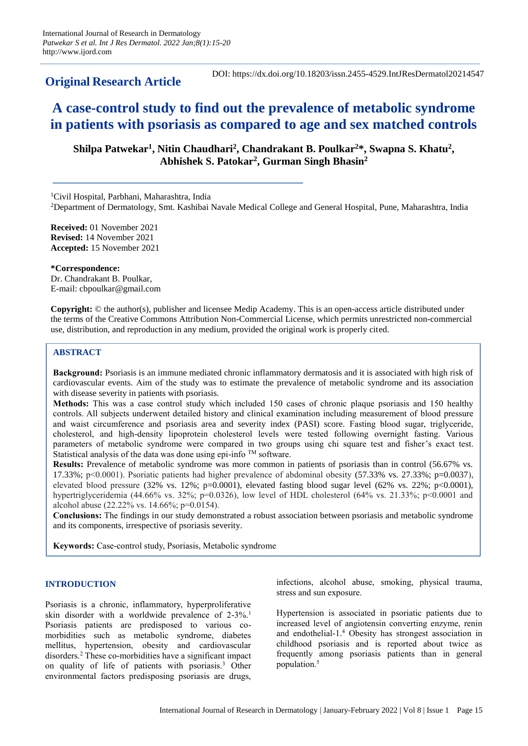**Original Research Article**

DOI: https://dx.doi.org/10.18203/issn.2455-4529.IntJResDermatol20214547

# A case-control study to find out the prevalence of metabolic syndrome in patients with psoriasis as compared to age and sex matched controls

**Shilpa Patwekar[1], Nitin Chaudhari[2], Chandrakant B. Poulkar[2]\*, Swapna S. Khatu[2], Abhishek S. Patokar[2], Gurman Singh Bhasin[2]**

[1]Civil Hospital, Parbhani, Maharashtra, India

[2]Department of Dermatology, Smt. Kashibai Navale Medical College and General Hospital, Pune, Maharashtra, India

**Received:** 01 November 2021
**Revised:** 14 November 2021
**Accepted:** 15 November 2021

**\*Correspondence:**
Dr. Chandrakant B. Poulkar,
E-mail: cbpoulkar@gmail.com

**Copyright:** © the author(s), publisher and licensee Medip Academy. This is an open-access article distributed under the terms of the Creative Commons Attribution Non-Commercial License, which permits unrestricted non-commercial use, distribution, and reproduction in any medium, provided the original work is properly cited.

## ABSTRACT

**Background:** Psoriasis is an immune mediated chronic inflammatory dermatosis and it is associated with high risk of cardiovascular events. Aim of the study was to estimate the prevalence of metabolic syndrome and its association with disease severity in patients with psoriasis.

**Methods:** This was a case control study which included 150 cases of chronic plaque psoriasis and 150 healthy controls. All subjects underwent detailed history and clinical examination including measurement of blood pressure and waist circumference and psoriasis area and severity index (PASI) score. Fasting blood sugar, triglyceride, cholesterol, and high-density lipoprotein cholesterol levels were tested following overnight fasting. Various parameters of metabolic syndrome were compared in two groups using chi square test and fisher's exact test. Statistical analysis of the data was done using epi-info ™ software.

**Results:** Prevalence of metabolic syndrome was more common in patients of psoriasis than in control (56.67% vs. 17.33%; p<0.0001). Psoriatic patients had higher prevalence of abdominal obesity (57.33% vs. 27.33%; p=0.0037), elevated blood pressure (32% vs. 12%; p=0.0001), elevated fasting blood sugar level (62% vs. 22%; p<0.0001), hypertriglyceridemia (44.66% vs. 32%; p=0.0326), low level of HDL cholesterol (64% vs. 21.33%; p<0.0001 and alcohol abuse (22.22% vs. 14.66%; p=0.0154).

**Conclusions:** The findings in our study demonstrated a robust association between psoriasis and metabolic syndrome and its components, irrespective of psoriasis severity.

**Keywords:** Case-control study, Psoriasis, Metabolic syndrome

## INTRODUCTION

Psoriasis is a chronic, inflammatory, hyperproliferative skin disorder with a worldwide prevalence of 2-3%.[1] Psoriasis patients are predisposed to various co-morbidities such as metabolic syndrome, diabetes mellitus, hypertension, obesity and cardiovascular disorders.[2] These co-morbidities have a significant impact on quality of life of patients with psoriasis.[3] Other environmental factors predisposing psoriasis are drugs, infections, alcohol abuse, smoking, physical trauma, stress and sun exposure.

Hypertension is associated in psoriatic patients due to increased level of angiotensin converting enzyme, renin and endothelial-1.[4] Obesity has strongest association in childhood psoriasis and is reported about twice as frequently among psoriasis patients than in general population.[5]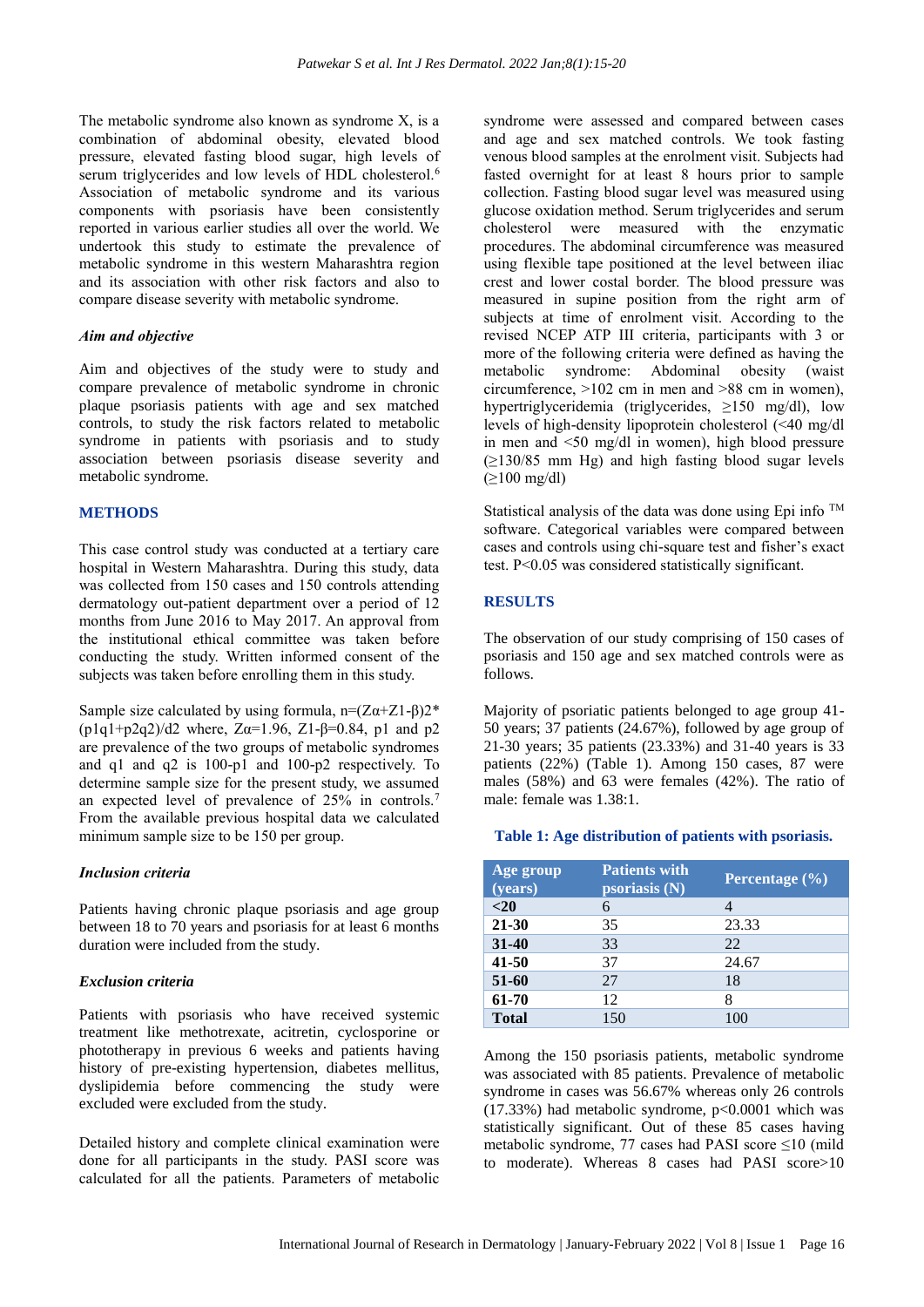The metabolic syndrome also known as syndrome X, is a combination of abdominal obesity, elevated blood pressure, elevated fasting blood sugar, high levels of serum triglycerides and low levels of HDL cholesterol.[6] Association of metabolic syndrome and its various components with psoriasis have been consistently reported in various earlier studies all over the world. We undertook this study to estimate the prevalence of metabolic syndrome in this western Maharashtra region and its association with other risk factors and also to compare disease severity with metabolic syndrome.

### *Aim and objective*

Aim and objectives of the study were to study and compare prevalence of metabolic syndrome in chronic plaque psoriasis patients with age and sex matched controls, to study the risk factors related to metabolic syndrome in patients with psoriasis and to study association between psoriasis disease severity and metabolic syndrome.

## METHODS

This case control study was conducted at a tertiary care hospital in Western Maharashtra. During this study, data was collected from 150 cases and 150 controls attending dermatology out-patient department over a period of 12 months from June 2016 to May 2017. An approval from the institutional ethical committee was taken before conducting the study. Written informed consent of the subjects was taken before enrolling them in this study.

Sample size calculated by using formula, $n=(Z\alpha+Z1\text{-}\beta)2^*(p1q1+p2q2)/d2$ where, $Z\alpha=1.96$, $Z1\text{-}\beta=0.84$, p1 and p2 are prevalence of the two groups of metabolic syndromes and q1 and q2 is 100-p1 and 100-p2 respectively. To determine sample size for the present study, we assumed an expected level of prevalence of 25% in controls.[7] From the available previous hospital data we calculated minimum sample size to be 150 per group.

### *Inclusion criteria*

Patients having chronic plaque psoriasis and age group between 18 to 70 years and psoriasis for at least 6 months duration were included from the study.

### *Exclusion criteria*

Patients with psoriasis who have received systemic treatment like methotrexate, acitretin, cyclosporine or phototherapy in previous 6 weeks and patients having history of pre-existing hypertension, diabetes mellitus, dyslipidemia before commencing the study were excluded were excluded from the study.

Detailed history and complete clinical examination were done for all participants in the study. PASI score was calculated for all the patients. Parameters of metabolic syndrome were assessed and compared between cases and age and sex matched controls. We took fasting venous blood samples at the enrolment visit. Subjects had fasted overnight for at least 8 hours prior to sample collection. Fasting blood sugar level was measured using glucose oxidation method. Serum triglycerides and serum cholesterol were measured with the enzymatic procedures. The abdominal circumference was measured using flexible tape positioned at the level between iliac crest and lower costal border. The blood pressure was measured in supine position from the right arm of subjects at time of enrolment visit. According to the revised NCEP ATP III criteria, participants with 3 or more of the following criteria were defined as having the metabolic syndrome: Abdominal obesity (waist circumference, >102 cm in men and >88 cm in women), hypertriglyceridemia (triglycerides, ≥150 mg/dl), low levels of high-density lipoprotein cholesterol (<40 mg/dl in men and <50 mg/dl in women), high blood pressure (≥130/85 mm Hg) and high fasting blood sugar levels (≥100 mg/dl)

Statistical analysis of the data was done using Epi info ™ software. Categorical variables were compared between cases and controls using chi-square test and fisher's exact test. $P<0.05$ was considered statistically significant.

## RESULTS

The observation of our study comprising of 150 cases of psoriasis and 150 age and sex matched controls were as follows.

Majority of psoriatic patients belonged to age group 41-50 years; 37 patients (24.67%), followed by age group of 21-30 years; 35 patients (23.33%) and 31-40 years is 33 patients (22%) (Table 1). Among 150 cases, 87 were males (58%) and 63 were females (42%). The ratio of male: female was 1.38:1.

**Table 1: Age distribution of patients with psoriasis.**

| Age group (years) | Patients with psoriasis (N) | Percentage (%) |
|---|---|---|
| **<20** | 6 | 4 |
| **21-30** | 35 | 23.33 |
| **31-40** | 33 | 22 |
| **41-50** | 37 | 24.67 |
| **51-60** | 27 | 18 |
| **61-70** | 12 | 8 |
| **Total** | 150 | 100 |

Among the 150 psoriasis patients, metabolic syndrome was associated with 85 patients. Prevalence of metabolic syndrome in cases was 56.67% whereas only 26 controls (17.33%) had metabolic syndrome, $p<0.0001$ which was statistically significant. Out of these 85 cases having metabolic syndrome, 77 cases had PASI score ≤10 (mild to moderate). Whereas 8 cases had PASI score>10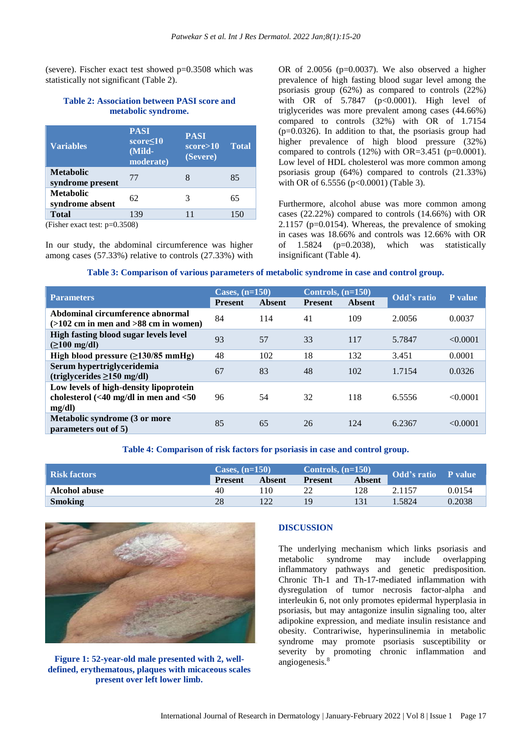(severe). Fischer exact test showed p=0.3508 which was statistically not significant (Table 2).

**Table 2: Association between PASI score and metabolic syndrome.**

| Variables | PASI score≤10 (Mild-moderate) | PASI score>10 (Severe) | Total |
|---|---|---|---|
| **Metabolic syndrome present** | 77 | 8 | 85 |
| **Metabolic syndrome absent** | 62 | 3 | 65 |
| **Total** | 139 | 11 | 150 |

(Fisher exact test: p=0.3508)

In our study, the abdominal circumference was higher among cases (57.33%) relative to controls (27.33%) with OR of 2.0056 (p=0.0037). We also observed a higher prevalence of high fasting blood sugar level among the psoriasis group (62%) as compared to controls (22%) with OR of 5.7847 (p<0.0001). High level of triglycerides was more prevalent among cases (44.66%) compared to controls (32%) with OR of 1.7154 (p=0.0326). In addition to that, the psoriasis group had higher prevalence of high blood pressure (32%) compared to controls (12%) with OR=3.451 (p=0.0001). Low level of HDL cholesterol was more common among psoriasis group (64%) compared to controls (21.33%) with OR of 6.5556 (p<0.0001) (Table 3).

Furthermore, alcohol abuse was more common among cases (22.22%) compared to controls (14.66%) with OR 2.1157 (p=0.0154). Whereas, the prevalence of smoking in cases was 18.66% and controls was 12.66% with OR of 1.5824 (p=0.2038), which was statistically insignificant (Table 4).

**Table 3: Comparison of various parameters of metabolic syndrome in case and control group.**

| Parameters | Cases, (n=150) | | Controls, (n=150) | | Odd's ratio | P value |
|---|---|---|---|---|---|---|
| | Present | Absent | Present | Absent | | |
| **Abdominal circumference abnormal (>102 cm in men and >88 cm in women)** | 84 | 114 | 41 | 109 | 2.0056 | 0.0037 |
| **High fasting blood sugar levels level (≥100 mg/dl)** | 93 | 57 | 33 | 117 | 5.7847 | <0.0001 |
| **High blood pressure (≥130/85 mmHg)** | 48 | 102 | 18 | 132 | 3.451 | 0.0001 |
| **Serum hypertriglyceridemia (triglycerides ≥150 mg/dl)** | 67 | 83 | 48 | 102 | 1.7154 | 0.0326 |
| **Low levels of high-density lipoprotein cholesterol (<40 mg/dl in men and <50 mg/dl)** | 96 | 54 | 32 | 118 | 6.5556 | <0.0001 |
| **Metabolic syndrome (3 or more parameters out of 5)** | 85 | 65 | 26 | 124 | 6.2367 | <0.0001 |

**Table 4: Comparison of risk factors for psoriasis in case and control group.**

| Risk factors | Cases, (n=150) | | Controls, (n=150) | | Odd's ratio | P value |
|---|---|---|---|---|---|---|
| | Present | Absent | Present | Absent | | |
| **Alcohol abuse** | 40 | 110 | 22 | 128 | 2.1157 | 0.0154 |
| **Smoking** | 28 | 122 | 19 | 131 | 1.5824 | 0.2038 |

**Figure 1: 52-year-old male presented with 2, well-defined, erythematous, plaques with micaceous scales present over left lower limb.**

## DISCUSSION

The underlying mechanism which links psoriasis and metabolic syndrome may include overlapping inflammatory pathways and genetic predisposition. Chronic Th-1 and Th-17-mediated inflammation with dysregulation of tumor necrosis factor-alpha and interleukin 6, not only promotes epidermal hyperplasia in psoriasis, but may antagonize insulin signaling too, alter adipokine expression, and mediate insulin resistance and obesity. Contrariwise, hyperinsulinemia in metabolic syndrome may promote psoriasis susceptibility or severity by promoting chronic inflammation and angiogenesis.[8]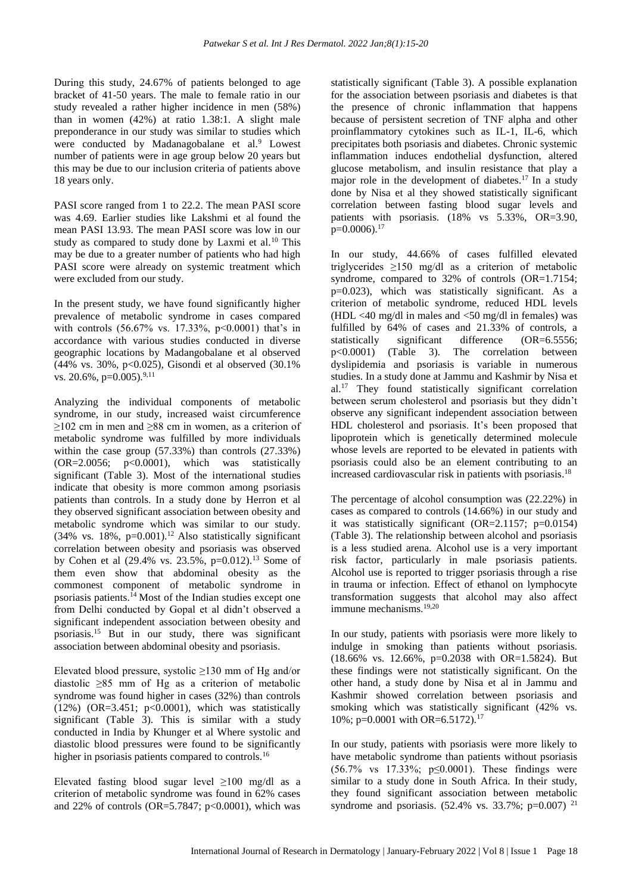During this study, 24.67% of patients belonged to age bracket of 41-50 years. The male to female ratio in our study revealed a rather higher incidence in men (58%) than in women (42%) at ratio 1.38:1. A slight male preponderance in our study was similar to studies which were conducted by Madanagobalane et al.[9] Lowest number of patients were in age group below 20 years but this may be due to our inclusion criteria of patients above 18 years only.

PASI score ranged from 1 to 22.2. The mean PASI score was 4.69. Earlier studies like Lakshmi et al found the mean PASI 13.93. The mean PASI score was low in our study as compared to study done by Laxmi et al.[10] This may be due to a greater number of patients who had high PASI score were already on systemic treatment which were excluded from our study.

In the present study, we have found significantly higher prevalence of metabolic syndrome in cases compared with controls (56.67% vs. 17.33%, $p<0.0001$) that's in accordance with various studies conducted in diverse geographic locations by Madangobalane et al observed (44% vs. 30%, $p<0.025$), Gisondi et al observed (30.1% vs. 20.6%, $p=0.005$).[9,11]

Analyzing the individual components of metabolic syndrome, in our study, increased waist circumference ≥102 cm in men and ≥88 cm in women, as a criterion of metabolic syndrome was fulfilled by more individuals within the case group (57.33%) than controls (27.33%) (OR=2.0056; $p<0.0001$), which was statistically significant (Table 3). Most of the international studies indicate that obesity is more common among psoriasis patients than controls. In a study done by Herron et al they observed significant association between obesity and metabolic syndrome which was similar to our study. (34% vs. 18%, $p=0.001$).[12] Also statistically significant correlation between obesity and psoriasis was observed by Cohen et al (29.4% vs. 23.5%, $p=0.012$).[13] Some of them even show that abdominal obesity as the commonest component of metabolic syndrome in psoriasis patients.[14] Most of the Indian studies except one from Delhi conducted by Gopal et al didn't observed a significant independent association between obesity and psoriasis.[15] But in our study, there was significant association between abdominal obesity and psoriasis.

Elevated blood pressure, systolic ≥130 mm of Hg and/or diastolic ≥85 mm of Hg as a criterion of metabolic syndrome was found higher in cases (32%) than controls (12%) (OR=3.451; $p<0.0001$), which was statistically significant (Table 3). This is similar with a study conducted in India by Khunger et al Where systolic and diastolic blood pressures were found to be significantly higher in psoriasis patients compared to controls.[16]

Elevated fasting blood sugar level ≥100 mg/dl as a criterion of metabolic syndrome was found in 62% cases and 22% of controls (OR=5.7847; $p<0.0001$), which was statistically significant (Table 3). A possible explanation for the association between psoriasis and diabetes is that the presence of chronic inflammation that happens because of persistent secretion of TNF alpha and other proinflammatory cytokines such as IL-1, IL-6, which precipitates both psoriasis and diabetes. Chronic systemic inflammation induces endothelial dysfunction, altered glucose metabolism, and insulin resistance that play a major role in the development of diabetes.[17] In a study done by Nisa et al they showed statistically significant correlation between fasting blood sugar levels and patients with psoriasis. (18% vs 5.33%, OR=3.90, $p=0.0006$).[17]

In our study, 44.66% of cases fulfilled elevated triglycerides ≥150 mg/dl as a criterion of metabolic syndrome, compared to 32% of controls (OR=1.7154; $p=0.023$), which was statistically significant. As a criterion of metabolic syndrome, reduced HDL levels (HDL <40 mg/dl in males and <50 mg/dl in females) was fulfilled by 64% of cases and 21.33% of controls, a statistically significant difference (OR=6.5556; $p<0.0001$) (Table 3). The correlation between dyslipidemia and psoriasis is variable in numerous studies. In a study done at Jammu and Kashmir by Nisa et al.[17] They found statistically significant correlation between serum cholesterol and psoriasis but they didn't observe any significant independent association between HDL cholesterol and psoriasis. It's been proposed that lipoprotein which is genetically determined molecule whose levels are reported to be elevated in patients with psoriasis could also be an element contributing to an increased cardiovascular risk in patients with psoriasis.[18]

The percentage of alcohol consumption was (22.22%) in cases as compared to controls (14.66%) in our study and it was statistically significant (OR=2.1157; $p=0.0154$) (Table 3). The relationship between alcohol and psoriasis is a less studied arena. Alcohol use is a very important risk factor, particularly in male psoriasis patients. Alcohol use is reported to trigger psoriasis through a rise in trauma or infection. Effect of ethanol on lymphocyte transformation suggests that alcohol may also affect immune mechanisms.[19,20]

In our study, patients with psoriasis were more likely to indulge in smoking than patients without psoriasis. (18.66% vs. 12.66%, $p=0.2038$ with OR=1.5824). But these findings were not statistically significant. On the other hand, a study done by Nisa et al in Jammu and Kashmir showed correlation between psoriasis and smoking which was statistically significant (42% vs. 10%; $p=0.0001$ with OR=6.5172).[17]

In our study, patients with psoriasis were more likely to have metabolic syndrome than patients without psoriasis (56.7% vs 17.33%; $p\leq0.0001$). These findings were similar to a study done in South Africa. In their study, they found significant association between metabolic syndrome and psoriasis. (52.4% vs. 33.7%; $p=0.007$) [21]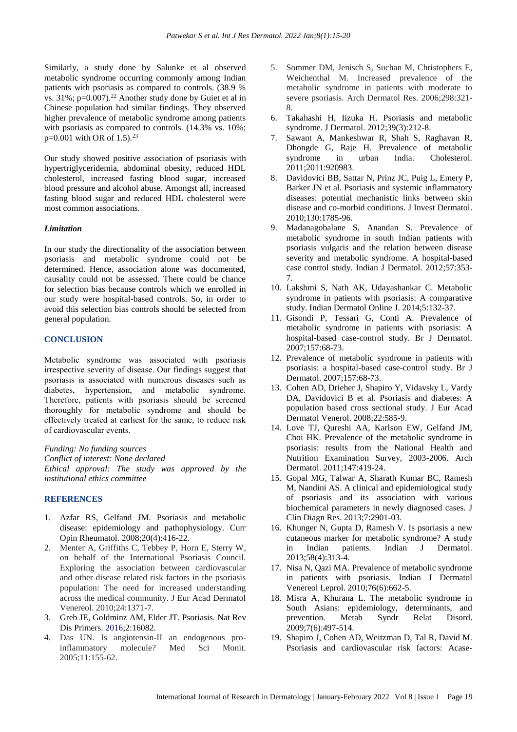Similarly, a study done by Salunke et al observed metabolic syndrome occurring commonly among Indian patients with psoriasis as compared to controls. (38.9 % vs. 31%; p=0.007).[22] Another study done by Guiet et al in Chinese population had similar findings. They observed higher prevalence of metabolic syndrome among patients with psoriasis as compared to controls. (14.3% vs. 10%; p=0.001 with OR of 1.5).[23]

Our study showed positive association of psoriasis with hypertriglyceridemia, abdominal obesity, reduced HDL cholesterol, increased fasting blood sugar, increased blood pressure and alcohol abuse. Amongst all, increased fasting blood sugar and reduced HDL cholesterol were most common associations.

### *Limitation*

In our study the directionality of the association between psoriasis and metabolic syndrome could not be determined. Hence, association alone was documented, causality could not be assessed. There could be chance for selection bias because controls which we enrolled in our study were hospital-based controls. So, in order to avoid this selection bias controls should be selected from general population.

## CONCLUSION

Metabolic syndrome was associated with psoriasis irrespective severity of disease. Our findings suggest that psoriasis is associated with numerous diseases such as diabetes, hypertension, and metabolic syndrome. Therefore, patients with psoriasis should be screened thoroughly for metabolic syndrome and should be effectively treated at earliest for the same, to reduce risk of cardiovascular events.

*Funding: No funding sources*
*Conflict of interest: None declared*
*Ethical approval: The study was approved by the institutional ethics committee*

## REFERENCES

1. Azfar RS, Gelfand JM. Psoriasis and metabolic disease: epidemiology and pathophysiology. Curr Opin Rheumatol. 2008;20(4):416-22.
2. Menter A, Griffiths C, Tebbey P, Horn E, Sterry W, on behalf of the International Psoriasis Council. Exploring the association between cardiovascular and other disease related risk factors in the psoriasis population: The need for increased understanding across the medical community. J Eur Acad Dermatol Venereol. 2010;24:1371-7.
3. Greb JE, Goldminz AM, Elder JT. Psoriasis. Nat Rev Dis Primers. 2016;2:16082.
4. Das UN. Is angiotensin-II an endogenous pro-inflammatory molecule? Med Sci Monit. 2005;11:155-62.
5. Sommer DM, Jenisch S, Suchan M, Christophers E, Weichenthal M. Increased prevalence of the metabolic syndrome in patients with moderate to severe psoriasis. Arch Dermatol Res. 2006;298:321-8.
6. Takahashi H, Iizuka H. Psoriasis and metabolic syndrome. J Dermatol. 2012;39(3):212-8.
7. Sawant A, Mankeshwar R, Shah S, Raghavan R, Dhongde G, Raje H. Prevalence of metabolic syndrome in urban India. Cholesterol. 2011;2011:920983.
8. Davidovici BB, Sattar N, Prinz JC, Puig L, Emery P, Barker JN et al. Psoriasis and systemic inflammatory diseases: potential mechanistic links between skin disease and co-morbid conditions. J Invest Dermatol. 2010;130:1785-96.
9. Madanagobalane S, Anandan S. Prevalence of metabolic syndrome in south Indian patients with psoriasis vulgaris and the relation between disease severity and metabolic syndrome. A hospital-based case control study. Indian J Dermatol. 2012;57:353-7.
10. Lakshmi S, Nath AK, Udayashankar C. Metabolic syndrome in patients with psoriasis: A comparative study. Indian Dermatol Online J. 2014;5:132-37.
11. Gisondi P, Tessari G, Conti A. Prevalence of metabolic syndrome in patients with psoriasis: A hospital-based case-control study. Br J Dermatol. 2007;157:68-73.
12. Prevalence of metabolic syndrome in patients with psoriasis: a hospital-based case-control study. Br J Dermatol. 2007;157:68-73.
13. Cohen AD, Drieher J, Shapiro Y, Vidavsky L, Vardy DA, Davidovici B et al. Psoriasis and diabetes: A population based cross sectional study. J Eur Acad Dermatol Venerol. 2008;22:585-9.
14. Love TJ, Qureshi AA, Karlson EW, Gelfand JM, Choi HK. Prevalence of the metabolic syndrome in psoriasis: results from the National Health and Nutrition Examination Survey, 2003-2006. Arch Dermatol. 2011;147:419-24.
15. Gopal MG, Talwar A, Sharath Kumar BC, Ramesh M, Nandini AS. A clinical and epidemiological study of psoriasis and its association with various biochemical parameters in newly diagnosed cases. J Clin Diagn Res. 2013;7:2901-03.
16. Khunger N, Gupta D, Ramesh V. Is psoriasis a new cutaneous marker for metabolic syndrome? A study in Indian patients. Indian J Dermatol. 2013;58(4):313-4.
17. Nisa N, Qazi MA. Prevalence of metabolic syndrome in patients with psoriasis. Indian J Dermatol Venereol Leprol. 2010;76(6):662-5.
18. Misra A, Khurana L. The metabolic syndrome in South Asians: epidemiology, determinants, and prevention. Metab Syndr Relat Disord. 2009;7(6):497-514.
19. Shapiro J, Cohen AD, Weitzman D, Tal R, David M. Psoriasis and cardiovascular risk factors: Acase-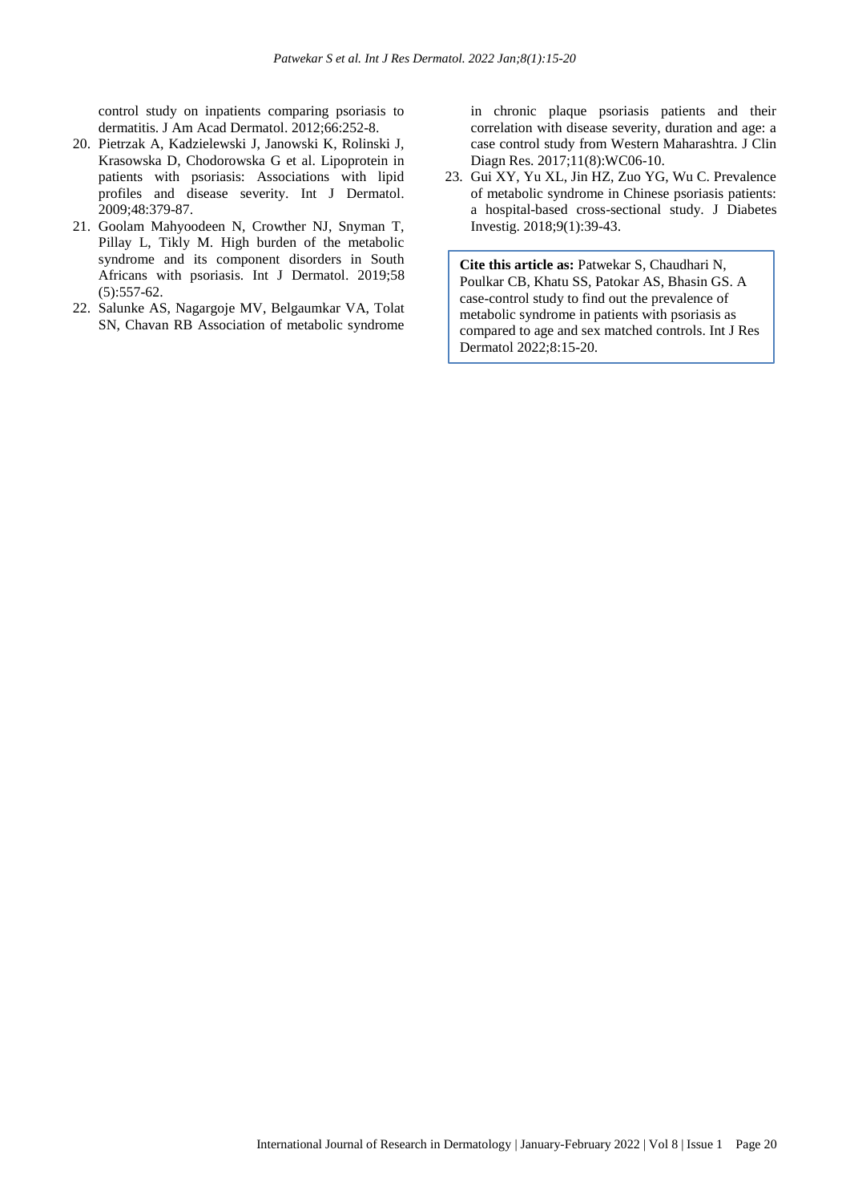control study on inpatients comparing psoriasis to dermatitis. J Am Acad Dermatol. 2012;66:252-8.

20. Pietrzak A, Kadzielewski J, Janowski K, Rolinski J, Krasowska D, Chodorowska G et al. Lipoprotein in patients with psoriasis: Associations with lipid profiles and disease severity. Int J Dermatol. 2009;48:379-87.
21. Goolam Mahyoodeen N, Crowther NJ, Snyman T, Pillay L, Tikly M. High burden of the metabolic syndrome and its component disorders in South Africans with psoriasis. Int J Dermatol. 2019;58 (5):557-62.
22. Salunke AS, Nagargoje MV, Belgaumkar VA, Tolat SN, Chavan RB Association of metabolic syndrome in chronic plaque psoriasis patients and their correlation with disease severity, duration and age: a case control study from Western Maharashtra. J Clin Diagn Res. 2017;11(8):WC06-10.
23. Gui XY, Yu XL, Jin HZ, Zuo YG, Wu C. Prevalence of metabolic syndrome in Chinese psoriasis patients: a hospital-based cross-sectional study. J Diabetes Investig. 2018;9(1):39-43.

**Cite this article as:** Patwekar S, Chaudhari N, Poulkar CB, Khatu SS, Patokar AS, Bhasin GS. A case-control study to find out the prevalence of metabolic syndrome in patients with psoriasis as compared to age and sex matched controls. Int J Res Dermatol 2022;8:15-20.